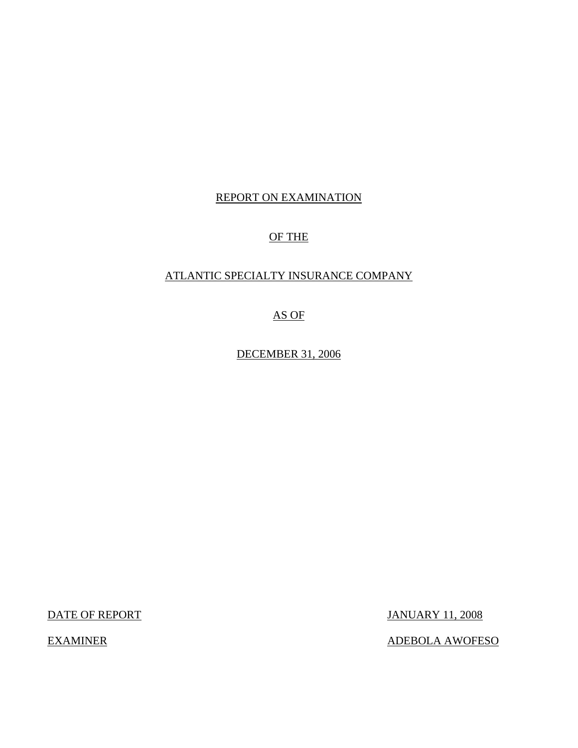# REPORT ON EXAMINATION

# OF THE

# ATLANTIC SPECIALTY INSURANCE COMPANY

# AS OF

# DECEMBER 31, 2006

DATE OF REPORT JANUARY 11, 2008

EXAMINER ADEBOLA AWOFESO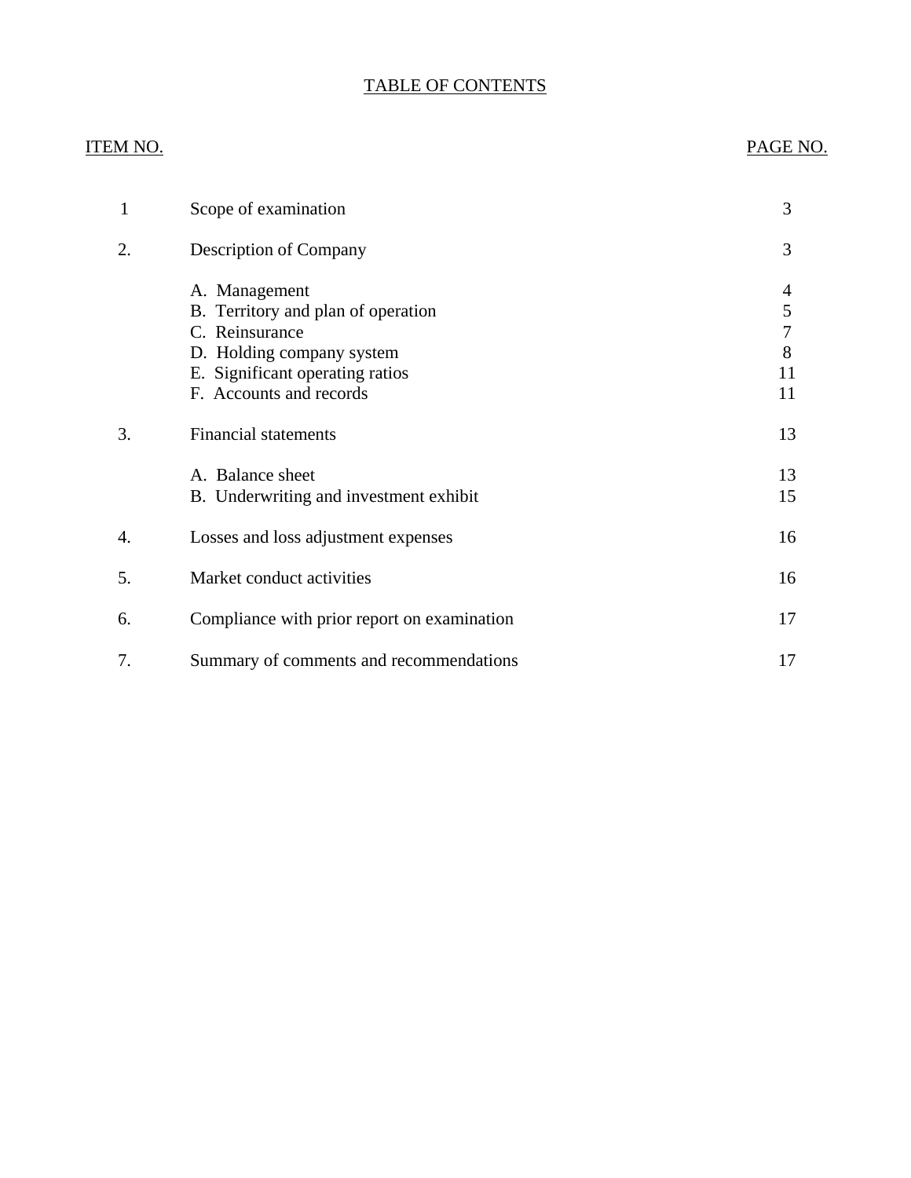# TABLE OF CONTENTS

| ITEM NO. | | PAGE NO. |
|---|---|---|
| 1 | Scope of examination | 3 |
| 2. | Description of Company | 3 |
| | A. Management | 4 |
| | B. Territory and plan of operation | 5 |
| | C. Reinsurance | 7 |
| | D. Holding company system | 8 |
| | E. Significant operating ratios | 11 |
| | F. Accounts and records | 11 |
| 3. | Financial statements | 13 |
| | A. Balance sheet | 13 |
| | B. Underwriting and investment exhibit | 15 |
| 4. | Losses and loss adjustment expenses | 16 |
| 5. | Market conduct activities | 16 |
| 6. | Compliance with prior report on examination | 17 |
| 7. | Summary of comments and recommendations | 17 |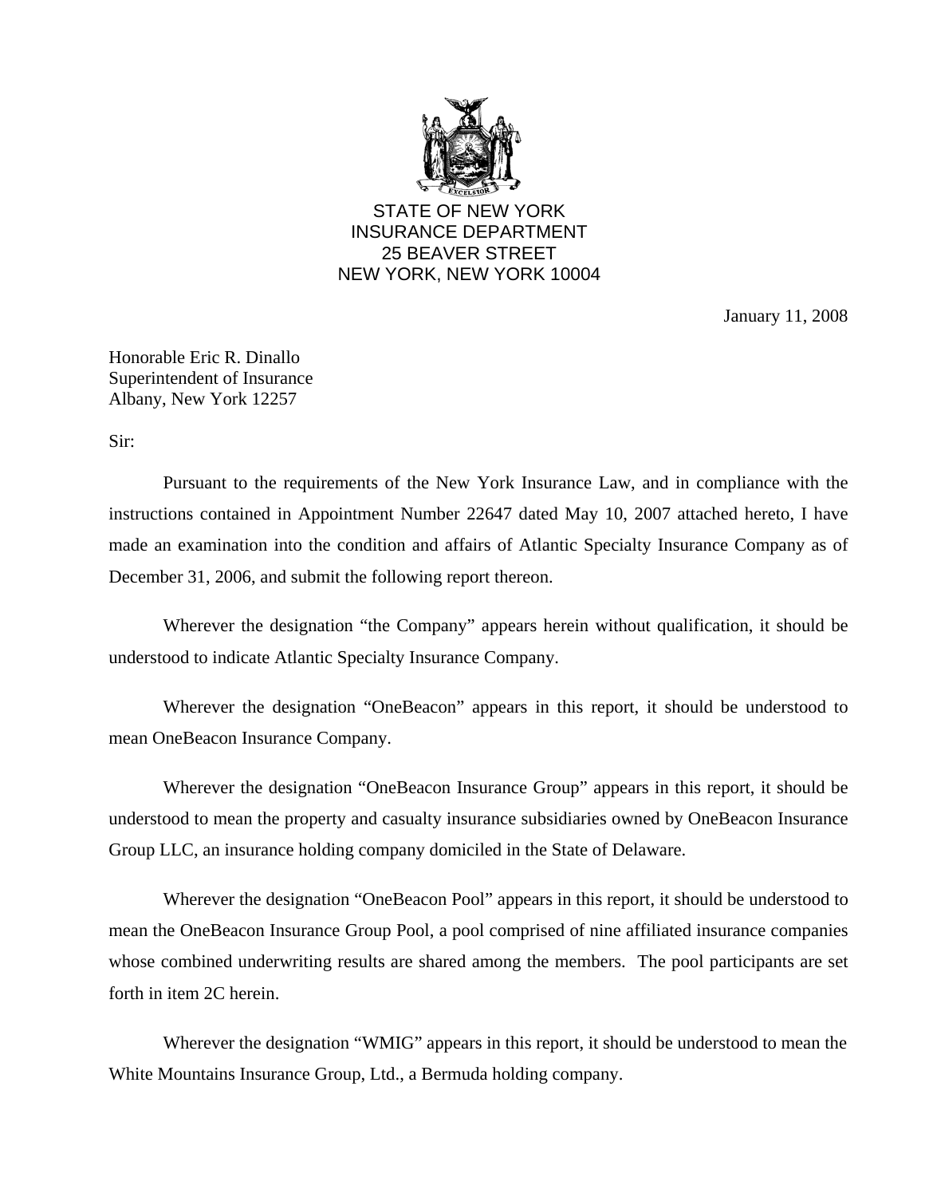STATE OF NEW YORK
INSURANCE DEPARTMENT
25 BEAVER STREET
NEW YORK, NEW YORK 10004

January 11, 2008

Honorable Eric R. Dinallo
Superintendent of Insurance
Albany, New York 12257

Sir:

Pursuant to the requirements of the New York Insurance Law, and in compliance with the instructions contained in Appointment Number 22647 dated May 10, 2007 attached hereto, I have made an examination into the condition and affairs of Atlantic Specialty Insurance Company as of December 31, 2006, and submit the following report thereon.

Wherever the designation "the Company" appears herein without qualification, it should be understood to indicate Atlantic Specialty Insurance Company.

Wherever the designation "OneBeacon" appears in this report, it should be understood to mean OneBeacon Insurance Company.

Wherever the designation "OneBeacon Insurance Group" appears in this report, it should be understood to mean the property and casualty insurance subsidiaries owned by OneBeacon Insurance Group LLC, an insurance holding company domiciled in the State of Delaware.

Wherever the designation "OneBeacon Pool" appears in this report, it should be understood to mean the OneBeacon Insurance Group Pool, a pool comprised of nine affiliated insurance companies whose combined underwriting results are shared among the members. The pool participants are set forth in item 2C herein.

Wherever the designation "WMIG" appears in this report, it should be understood to mean the White Mountains Insurance Group, Ltd., a Bermuda holding company.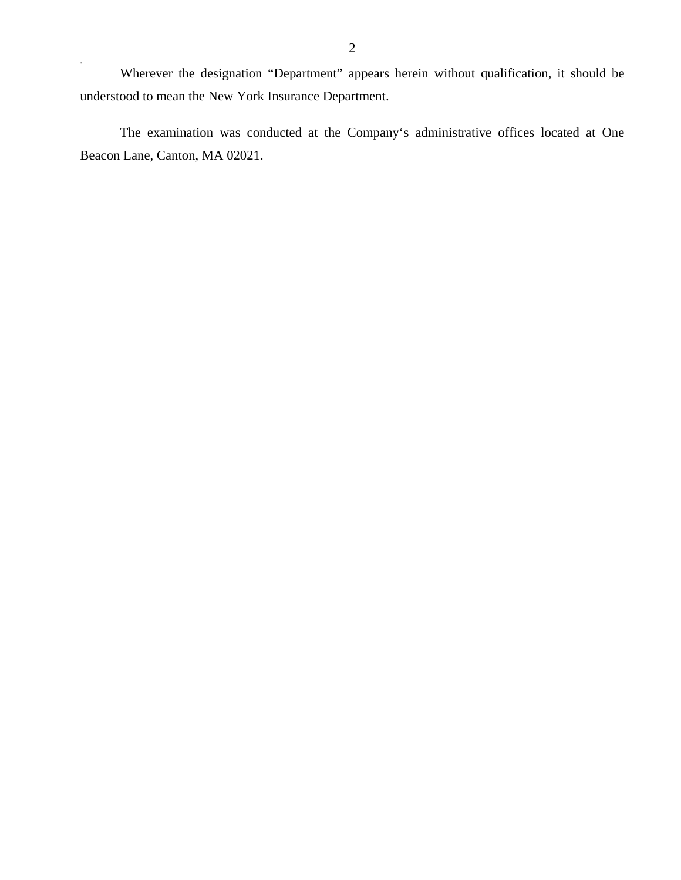Wherever the designation "Department" appears herein without qualification, it should be understood to mean the New York Insurance Department.

The examination was conducted at the Company's administrative offices located at One Beacon Lane, Canton, MA 02021.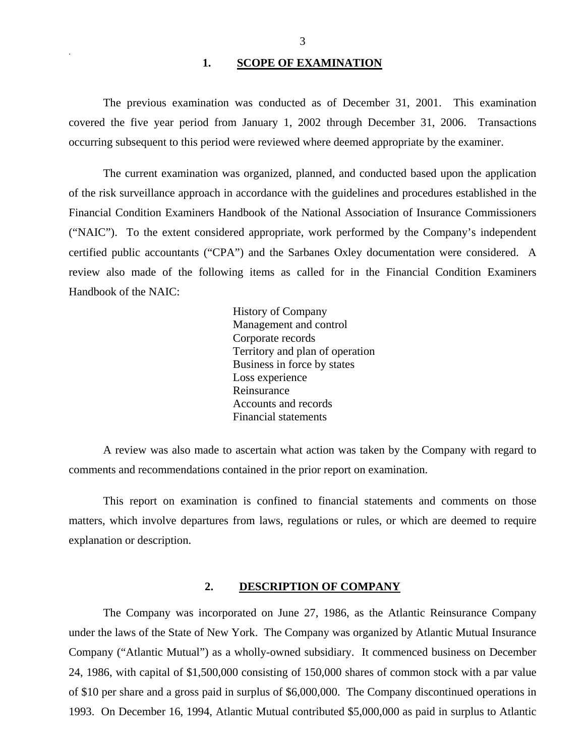## 1. SCOPE OF EXAMINATION

The previous examination was conducted as of December 31, 2001. This examination covered the five year period from January 1, 2002 through December 31, 2006. Transactions occurring subsequent to this period were reviewed where deemed appropriate by the examiner.

The current examination was organized, planned, and conducted based upon the application of the risk surveillance approach in accordance with the guidelines and procedures established in the Financial Condition Examiners Handbook of the National Association of Insurance Commissioners ("NAIC"). To the extent considered appropriate, work performed by the Company's independent certified public accountants ("CPA") and the Sarbanes Oxley documentation were considered. A review also made of the following items as called for in the Financial Condition Examiners Handbook of the NAIC:

- History of Company
- Management and control
- Corporate records
- Territory and plan of operation
- Business in force by states
- Loss experience
- Reinsurance
- Accounts and records
- Financial statements

A review was also made to ascertain what action was taken by the Company with regard to comments and recommendations contained in the prior report on examination.

This report on examination is confined to financial statements and comments on those matters, which involve departures from laws, regulations or rules, or which are deemed to require explanation or description.

## 2. DESCRIPTION OF COMPANY

The Company was incorporated on June 27, 1986, as the Atlantic Reinsurance Company under the laws of the State of New York. The Company was organized by Atlantic Mutual Insurance Company ("Atlantic Mutual") as a wholly-owned subsidiary. It commenced business on December 24, 1986, with capital of $1,500,000 consisting of 150,000 shares of common stock with a par value of $10 per share and a gross paid in surplus of $6,000,000. The Company discontinued operations in 1993. On December 16, 1994, Atlantic Mutual contributed $5,000,000 as paid in surplus to Atlantic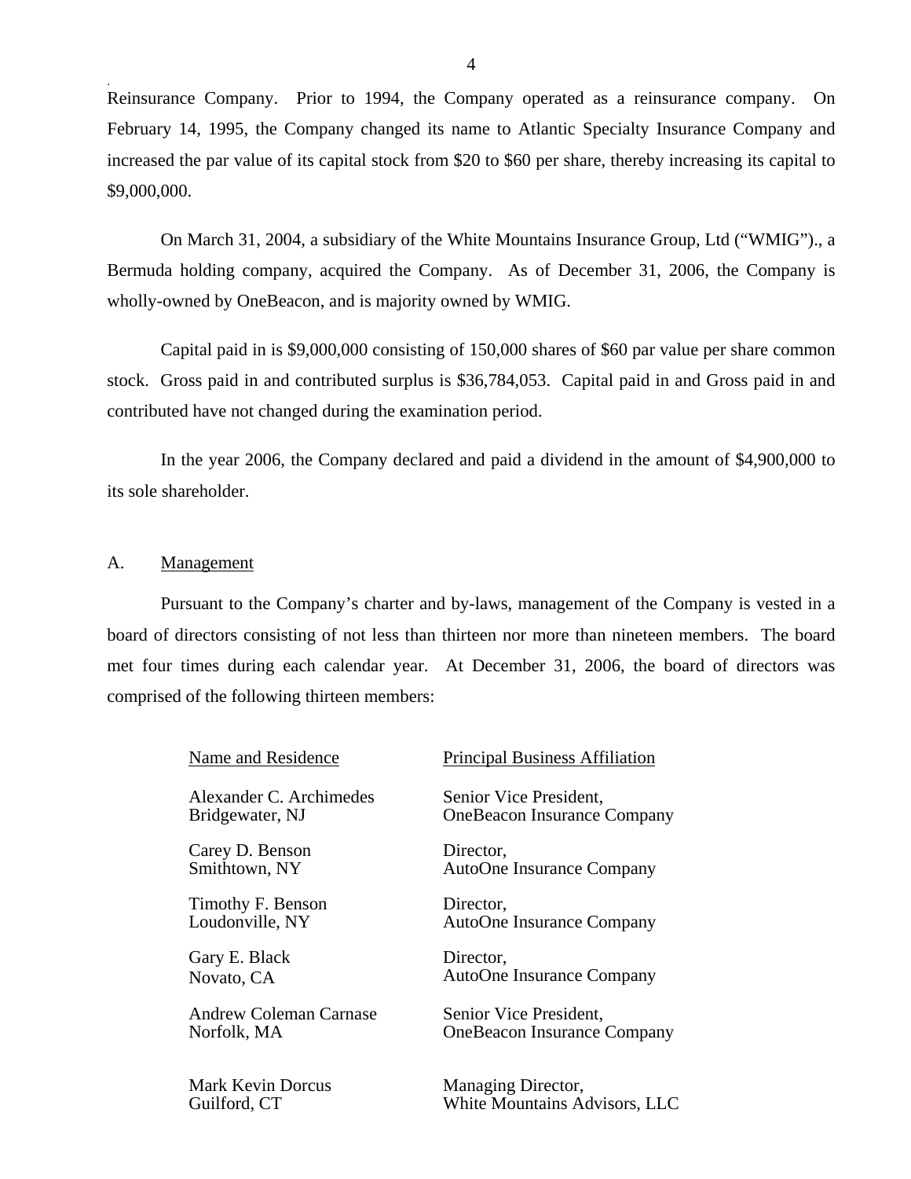Reinsurance Company. Prior to 1994, the Company operated as a reinsurance company. On February 14, 1995, the Company changed its name to Atlantic Specialty Insurance Company and increased the par value of its capital stock from $20 to $60 per share, thereby increasing its capital to $9,000,000.

On March 31, 2004, a subsidiary of the White Mountains Insurance Group, Ltd ("WMIG")., a Bermuda holding company, acquired the Company. As of December 31, 2006, the Company is wholly-owned by OneBeacon, and is majority owned by WMIG.

Capital paid in is $9,000,000 consisting of 150,000 shares of $60 par value per share common stock. Gross paid in and contributed surplus is $36,784,053. Capital paid in and Gross paid in and contributed have not changed during the examination period.

In the year 2006, the Company declared and paid a dividend in the amount of $4,900,000 to its sole shareholder.

## A. Management

Pursuant to the Company's charter and by-laws, management of the Company is vested in a board of directors consisting of not less than thirteen nor more than nineteen members. The board met four times during each calendar year. At December 31, 2006, the board of directors was comprised of the following thirteen members:

| Name and Residence | Principal Business Affiliation |
|---|---|
| Alexander C. Archimedes<br>Bridgewater, NJ | Senior Vice President,<br>OneBeacon Insurance Company |
| Carey D. Benson<br>Smithtown, NY | Director,<br>AutoOne Insurance Company |
| Timothy F. Benson<br>Loudonville, NY | Director,<br>AutoOne Insurance Company |
| Gary E. Black<br>Novato, CA | Director,<br>AutoOne Insurance Company |
| Andrew Coleman Carnase<br>Norfolk, MA | Senior Vice President,<br>OneBeacon Insurance Company |
| Mark Kevin Dorcus<br>Guilford, CT | Managing Director,<br>White Mountains Advisors, LLC |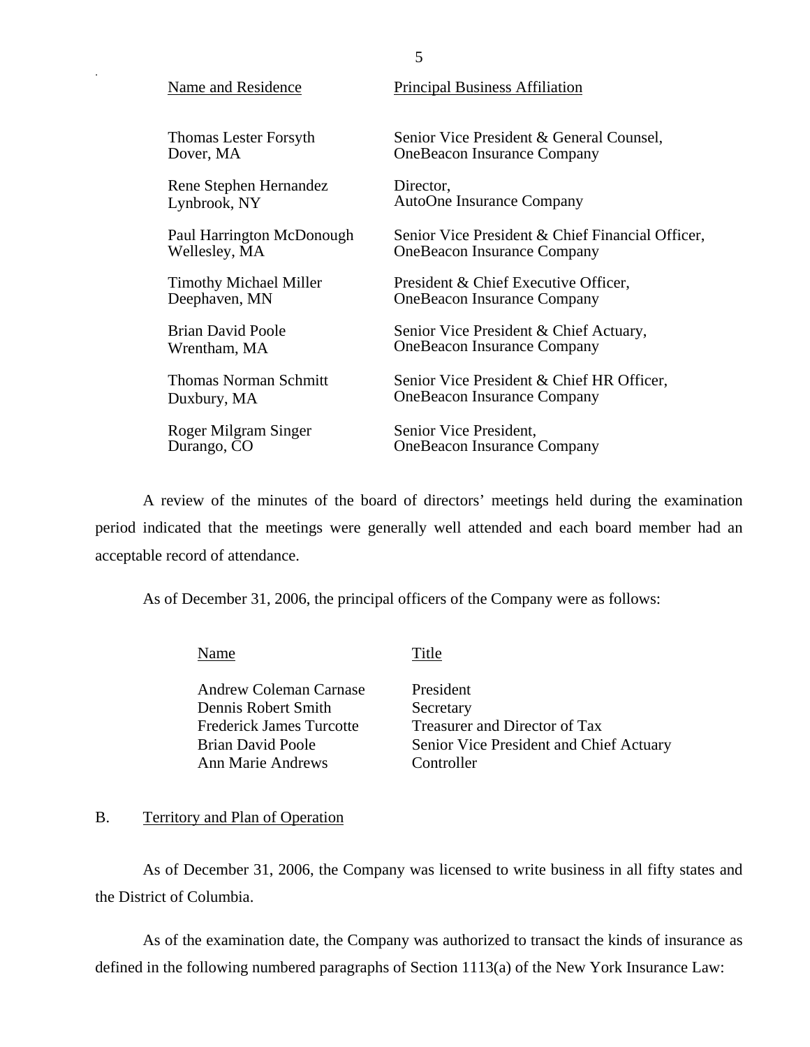| Name and Residence | Principal Business Affiliation |
|---|---|
| Thomas Lester Forsyth<br>Dover, MA | Senior Vice President & General Counsel,<br>OneBeacon Insurance Company |
| Rene Stephen Hernandez<br>Lynbrook, NY | Director,<br>AutoOne Insurance Company |
| Paul Harrington McDonough<br>Wellesley, MA | Senior Vice President & Chief Financial Officer,<br>OneBeacon Insurance Company |
| Timothy Michael Miller<br>Deephaven, MN | President & Chief Executive Officer,<br>OneBeacon Insurance Company |
| Brian David Poole<br>Wrentham, MA | Senior Vice President & Chief Actuary,<br>OneBeacon Insurance Company |
| Thomas Norman Schmitt<br>Duxbury, MA | Senior Vice President & Chief HR Officer,<br>OneBeacon Insurance Company |
| Roger Milgram Singer<br>Durango, CO | Senior Vice President,<br>OneBeacon Insurance Company |

A review of the minutes of the board of directors' meetings held during the examination period indicated that the meetings were generally well attended and each board member had an acceptable record of attendance.

As of December 31, 2006, the principal officers of the Company were as follows:

| Name | Title |
|---|---|
| Andrew Coleman Carnase | President |
| Dennis Robert Smith | Secretary |
| Frederick James Turcotte | Treasurer and Director of Tax |
| Brian David Poole | Senior Vice President and Chief Actuary |
| Ann Marie Andrews | Controller |

## B. Territory and Plan of Operation

As of December 31, 2006, the Company was licensed to write business in all fifty states and the District of Columbia.

As of the examination date, the Company was authorized to transact the kinds of insurance as defined in the following numbered paragraphs of Section 1113(a) of the New York Insurance Law: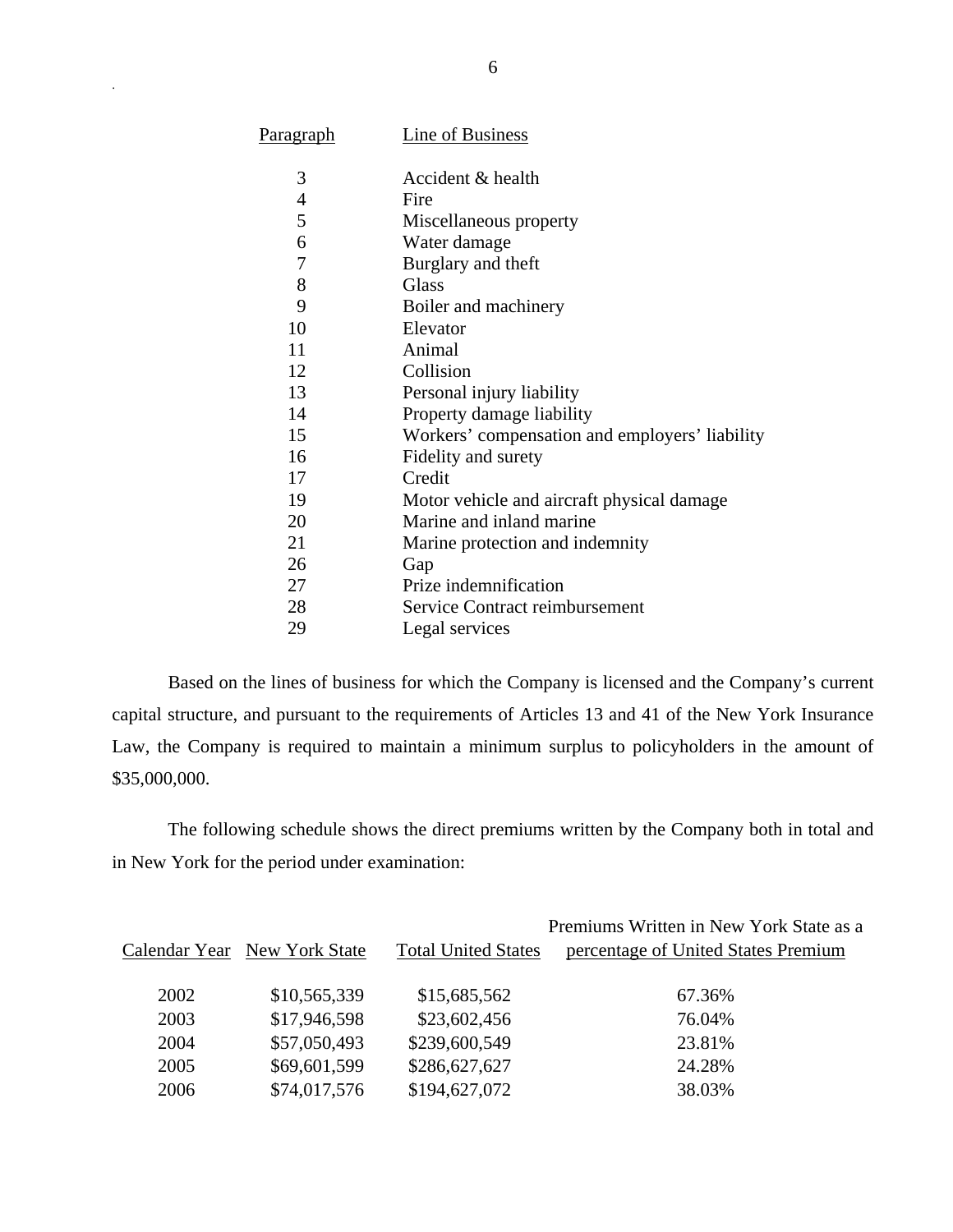| Paragraph | Line of Business |
|---|---|
| 3 | Accident & health |
| 4 | Fire |
| 5 | Miscellaneous property |
| 6 | Water damage |
| 7 | Burglary and theft |
| 8 | Glass |
| 9 | Boiler and machinery |
| 10 | Elevator |
| 11 | Animal |
| 12 | Collision |
| 13 | Personal injury liability |
| 14 | Property damage liability |
| 15 | Workers' compensation and employers' liability |
| 16 | Fidelity and surety |
| 17 | Credit |
| 19 | Motor vehicle and aircraft physical damage |
| 20 | Marine and inland marine |
| 21 | Marine protection and indemnity |
| 26 | Gap |
| 27 | Prize indemnification |
| 28 | Service Contract reimbursement |
| 29 | Legal services |

Based on the lines of business for which the Company is licensed and the Company's current capital structure, and pursuant to the requirements of Articles 13 and 41 of the New York Insurance Law, the Company is required to maintain a minimum surplus to policyholders in the amount of $35,000,000.

The following schedule shows the direct premiums written by the Company both in total and in New York for the period under examination:

| Calendar Year | New York State | Total United States | Premiums Written in New York State as a percentage of United States Premium |
|---|---|---|---|
| 2002 | $10,565,339 | $15,685,562 | 67.36% |
| 2003 | $17,946,598 | $23,602,456 | 76.04% |
| 2004 | $57,050,493 | $239,600,549 | 23.81% |
| 2005 | $69,601,599 | $286,627,627 | 24.28% |
| 2006 | $74,017,576 | $194,627,072 | 38.03% |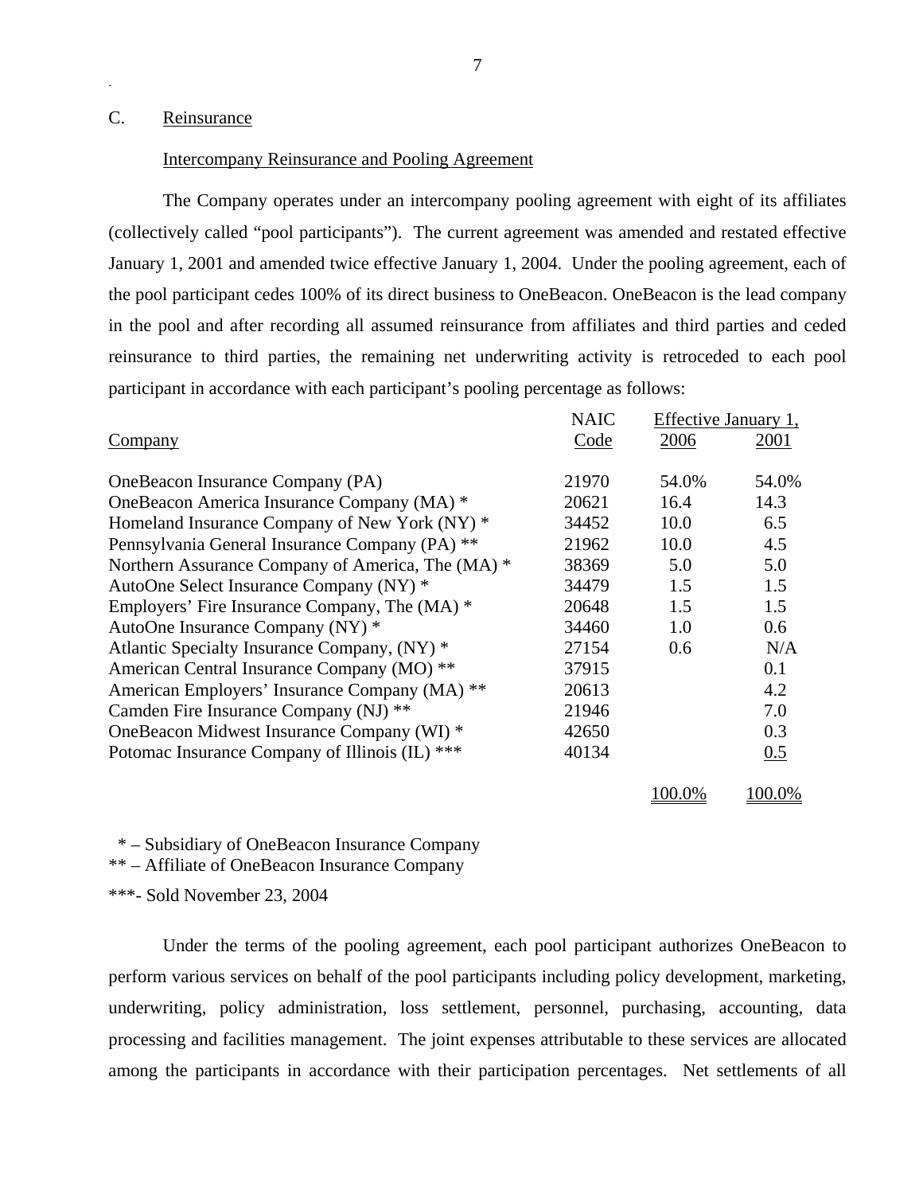## C. Reinsurance

Intercompany Reinsurance and Pooling Agreement

The Company operates under an intercompany pooling agreement with eight of its affiliates (collectively called "pool participants"). The current agreement was amended and restated effective January 1, 2001 and amended twice effective January 1, 2004. Under the pooling agreement, each of the pool participant cedes 100% of its direct business to OneBeacon. OneBeacon is the lead company in the pool and after recording all assumed reinsurance from affiliates and third parties and ceded reinsurance to third parties, the remaining net underwriting activity is retroceded to each pool participant in accordance with each participant's pooling percentage as follows:

| Company | NAIC Code | Effective January 1, 2006 | Effective January 1, 2001 |
|---|---|---|---|
| OneBeacon Insurance Company (PA) | 21970 | 54.0% | 54.0% |
| OneBeacon America Insurance Company (MA) * | 20621 | 16.4 | 14.3 |
| Homeland Insurance Company of New York (NY) * | 34452 | 10.0 | 6.5 |
| Pennsylvania General Insurance Company (PA) ** | 21962 | 10.0 | 4.5 |
| Northern Assurance Company of America, The (MA) * | 38369 | 5.0 | 5.0 |
| AutoOne Select Insurance Company (NY) * | 34479 | 1.5 | 1.5 |
| Employers' Fire Insurance Company, The (MA) * | 20648 | 1.5 | 1.5 |
| AutoOne Insurance Company (NY) * | 34460 | 1.0 | 0.6 |
| Atlantic Specialty Insurance Company, (NY) * | 27154 | 0.6 | N/A |
| American Central Insurance Company (MO) ** | 37915 | | 0.1 |
| American Employers' Insurance Company (MA) ** | 20613 | | 4.2 |
| Camden Fire Insurance Company (NJ) ** | 21946 | | 7.0 |
| OneBeacon Midwest Insurance Company (WI) * | 42650 | | 0.3 |
| Potomac Insurance Company of Illinois (IL) *** | 40134 | | 0.5 |
| | | 100.0% | 100.0% |

\* – Subsidiary of OneBeacon Insurance Company
** – Affiliate of OneBeacon Insurance Company
***- Sold November 23, 2004

Under the terms of the pooling agreement, each pool participant authorizes OneBeacon to perform various services on behalf of the pool participants including policy development, marketing, underwriting, policy administration, loss settlement, personnel, purchasing, accounting, data processing and facilities management. The joint expenses attributable to these services are allocated among the participants in accordance with their participation percentages. Net settlements of all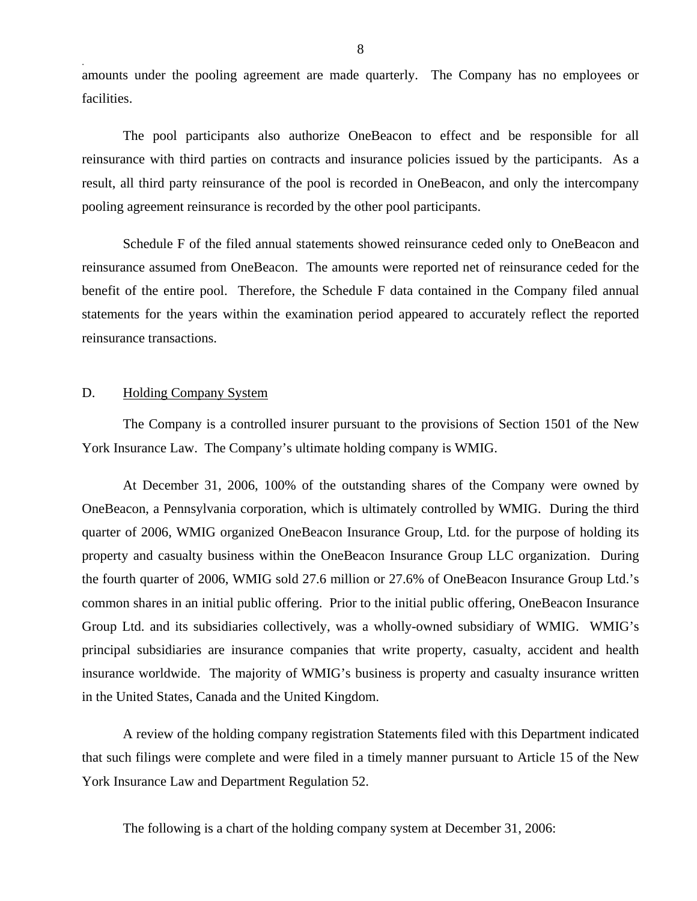amounts under the pooling agreement are made quarterly. The Company has no employees or facilities.

The pool participants also authorize OneBeacon to effect and be responsible for all reinsurance with third parties on contracts and insurance policies issued by the participants. As a result, all third party reinsurance of the pool is recorded in OneBeacon, and only the intercompany pooling agreement reinsurance is recorded by the other pool participants.

Schedule F of the filed annual statements showed reinsurance ceded only to OneBeacon and reinsurance assumed from OneBeacon. The amounts were reported net of reinsurance ceded for the benefit of the entire pool. Therefore, the Schedule F data contained in the Company filed annual statements for the years within the examination period appeared to accurately reflect the reported reinsurance transactions.

## D. Holding Company System

The Company is a controlled insurer pursuant to the provisions of Section 1501 of the New York Insurance Law. The Company's ultimate holding company is WMIG.

At December 31, 2006, 100% of the outstanding shares of the Company were owned by OneBeacon, a Pennsylvania corporation, which is ultimately controlled by WMIG. During the third quarter of 2006, WMIG organized OneBeacon Insurance Group, Ltd. for the purpose of holding its property and casualty business within the OneBeacon Insurance Group LLC organization. During the fourth quarter of 2006, WMIG sold 27.6 million or 27.6% of OneBeacon Insurance Group Ltd.'s common shares in an initial public offering. Prior to the initial public offering, OneBeacon Insurance Group Ltd. and its subsidiaries collectively, was a wholly-owned subsidiary of WMIG. WMIG's principal subsidiaries are insurance companies that write property, casualty, accident and health insurance worldwide. The majority of WMIG's business is property and casualty insurance written in the United States, Canada and the United Kingdom.

A review of the holding company registration Statements filed with this Department indicated that such filings were complete and were filed in a timely manner pursuant to Article 15 of the New York Insurance Law and Department Regulation 52.

The following is a chart of the holding company system at December 31, 2006: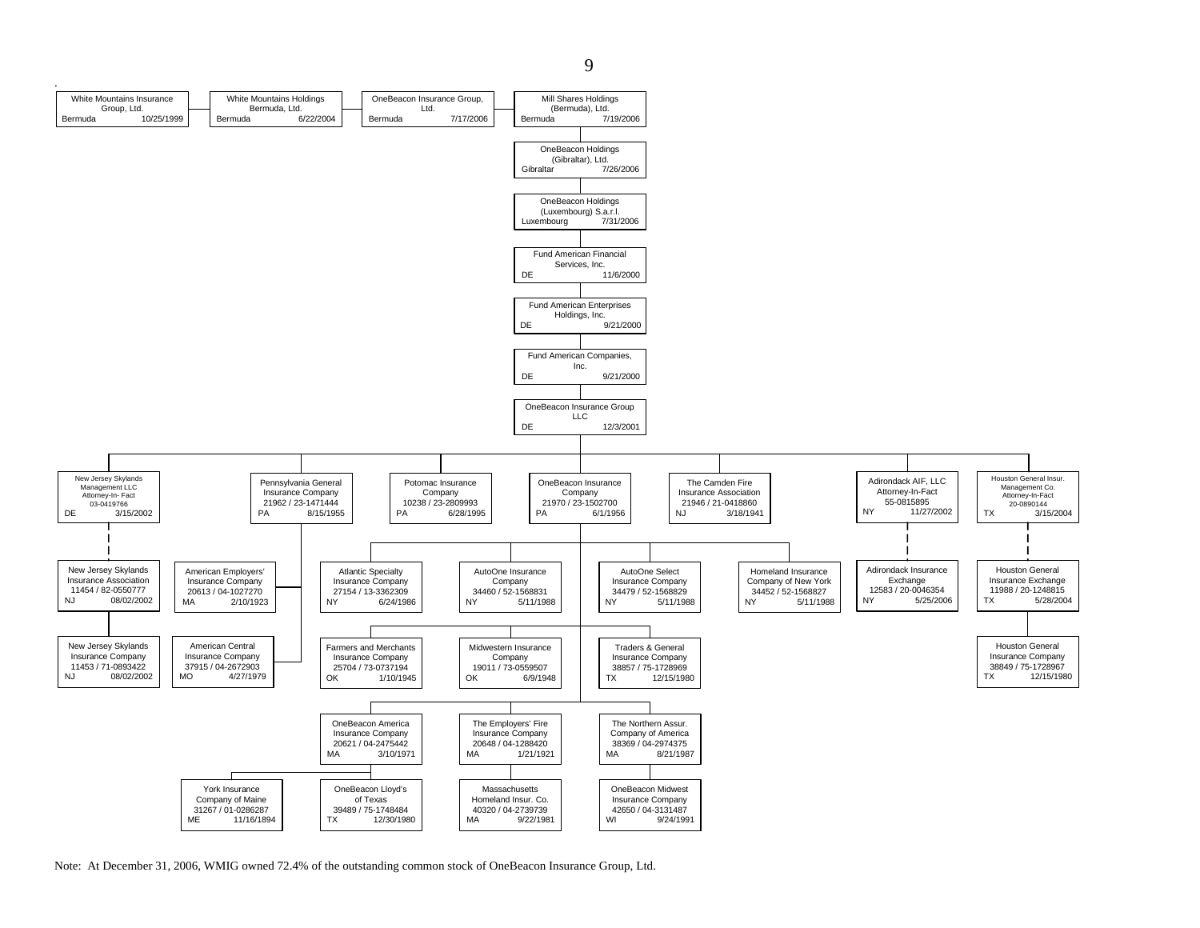## Organizational Chart

**Top chain:**

- White Mountains Insurance Group, Ltd. — Bermuda — 10/25/1999
  - White Mountains Holdings Bermuda, Ltd. — Bermuda — 6/22/2004
    - OneBeacon Insurance Group, Ltd. — Bermuda — 7/17/2006
      - Mill Shares Holdings (Bermuda), Ltd. — Bermuda — 7/19/2006
        - OneBeacon Holdings (Gibraltar), Ltd. — Gibraltar — 7/26/2006
          - OneBeacon Holdings (Luxembourg) S.a.r.l. — Luxembourg — 7/31/2006
            - Fund American Financial Services, Inc. — DE — 11/6/2000
              - Fund American Enterprises Holdings, Inc. — DE — 9/21/2000
                - Fund American Companies, Inc. — DE — 9/21/2000
                  - OneBeacon Insurance Group LLC — DE — 12/3/2001

**Subsidiaries of OneBeacon Insurance Group LLC:**

- New Jersey Skylands Management LLC, Attorney-In-Fact — 03-0419766 — DE — 3/15/2002
  - (Attorney-in-fact for) New Jersey Skylands Insurance Association — 11454 / 82-0550777 — NJ — 08/02/2002
    - New Jersey Skylands Insurance Company — 11453 / 71-0893422 — NJ — 08/02/2002
- Pennsylvania General Insurance Company — 21962 / 23-1471444 — PA — 8/15/1955
  - American Employers' Insurance Company — 20613 / 04-1027270 — MA — 2/10/1923
  - American Central Insurance Company — 37915 / 04-2672903 — MO — 4/27/1979
- Potomac Insurance Company — 10238 / 23-2809993 — PA — 6/28/1995
- OneBeacon Insurance Company — 21970 / 23-1502700 — PA — 6/1/1956
  - Atlantic Specialty Insurance Company — 27154 / 13-3362309 — NY — 6/24/1986
  - AutoOne Insurance Company — 34460 / 52-1568831 — NY — 5/11/1988
  - AutoOne Select Insurance Company — 34479 / 52-1568829 — NY — 5/11/1988
  - Homeland Insurance Company of New York — 34452 / 52-1568827 — NY — 5/11/1988
  - Farmers and Merchants Insurance Company — 25704 / 73-0737194 — OK — 1/10/1945
  - Midwestern Insurance Company — 19011 / 73-0559507 — OK — 6/9/1948
  - Traders & General Insurance Company — 38857 / 75-1728969 — TX — 12/15/1980
  - OneBeacon America Insurance Company — 20621 / 04-2475442 — MA — 3/10/1971
    - York Insurance Company of Maine — 31267 / 01-0286287 — ME — 11/16/1894
    - OneBeacon Lloyd's of Texas — 39489 / 75-1748484 — TX — 12/30/1980
  - The Employers' Fire Insurance Company — 20648 / 04-1288420 — MA — 1/21/1921
    - Massachusetts Homeland Insur. Co. — 40320 / 04-2739739 — MA — 9/22/1981
  - The Northern Assur. Company of America — 38369 / 04-2974375 — MA — 8/21/1987
    - OneBeacon Midwest Insurance Company — 42650 / 04-3131487 — WI — 9/24/1991
- The Camden Fire Insurance Association — 21946 / 21-0418860 — NJ — 3/18/1941
- Adirondack AIF, LLC, Attorney-In-Fact — 55-0815895 — NY — 11/27/2002
  - (Attorney-in-fact for) Adirondack Insurance Exchange — 12583 / 20-0046354 — NY — 5/25/2006
- Houston General Insur. Management Co., Attorney-In-Fact — 20-0890144 — TX — 3/15/2004
  - (Attorney-in-fact for) Houston General Insurance Exchange — 11988 / 20-1248815 — TX — 5/28/2004
    - Houston General Insurance Company — 38849 / 75-1728967 — TX — 12/15/1980

Note: At December 31, 2006, WMIG owned 72.4% of the outstanding common stock of OneBeacon Insurance Group, Ltd.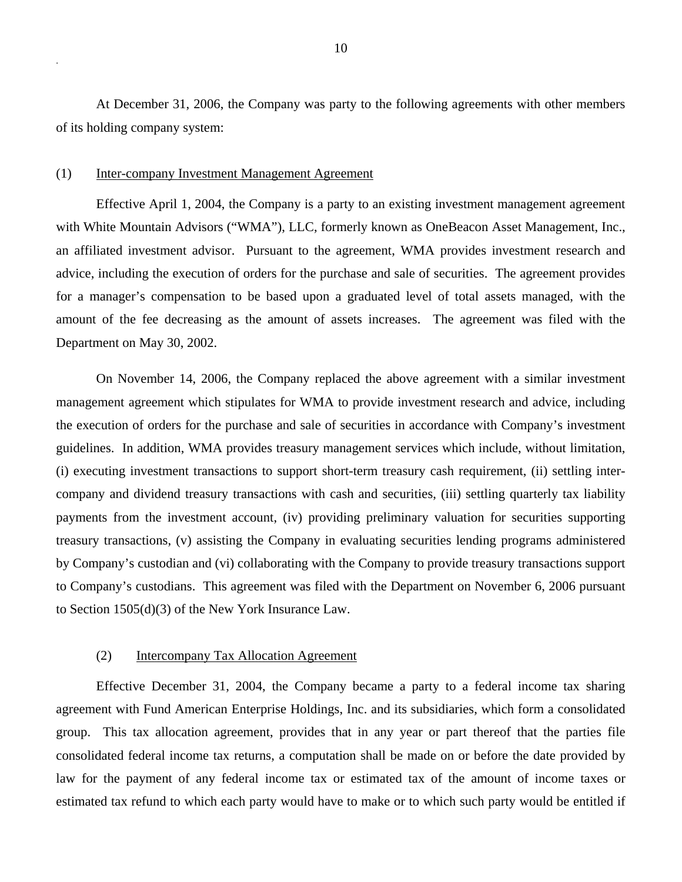At December 31, 2006, the Company was party to the following agreements with other members of its holding company system:

(1) Inter-company Investment Management Agreement

Effective April 1, 2004, the Company is a party to an existing investment management agreement with White Mountain Advisors ("WMA"), LLC, formerly known as OneBeacon Asset Management, Inc., an affiliated investment advisor. Pursuant to the agreement, WMA provides investment research and advice, including the execution of orders for the purchase and sale of securities. The agreement provides for a manager's compensation to be based upon a graduated level of total assets managed, with the amount of the fee decreasing as the amount of assets increases. The agreement was filed with the Department on May 30, 2002.

On November 14, 2006, the Company replaced the above agreement with a similar investment management agreement which stipulates for WMA to provide investment research and advice, including the execution of orders for the purchase and sale of securities in accordance with Company's investment guidelines. In addition, WMA provides treasury management services which include, without limitation, (i) executing investment transactions to support short-term treasury cash requirement, (ii) settling inter-company and dividend treasury transactions with cash and securities, (iii) settling quarterly tax liability payments from the investment account, (iv) providing preliminary valuation for securities supporting treasury transactions, (v) assisting the Company in evaluating securities lending programs administered by Company's custodian and (vi) collaborating with the Company to provide treasury transactions support to Company's custodians. This agreement was filed with the Department on November 6, 2006 pursuant to Section 1505(d)(3) of the New York Insurance Law.

(2) Intercompany Tax Allocation Agreement

Effective December 31, 2004, the Company became a party to a federal income tax sharing agreement with Fund American Enterprise Holdings, Inc. and its subsidiaries, which form a consolidated group. This tax allocation agreement, provides that in any year or part thereof that the parties file consolidated federal income tax returns, a computation shall be made on or before the date provided by law for the payment of any federal income tax or estimated tax of the amount of income taxes or estimated tax refund to which each party would have to make or to which such party would be entitled if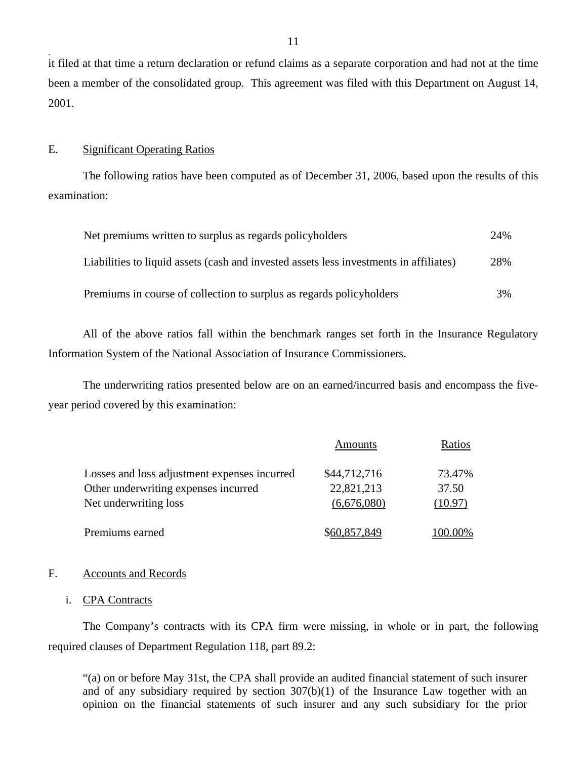it filed at that time a return declaration or refund claims as a separate corporation and had not at the time been a member of the consolidated group. This agreement was filed with this Department on August 14, 2001.

## E. Significant Operating Ratios

The following ratios have been computed as of December 31, 2006, based upon the results of this examination:

| | |
|---|---|
| Net premiums written to surplus as regards policyholders | 24% |
| Liabilities to liquid assets (cash and invested assets less investments in affiliates) | 28% |
| Premiums in course of collection to surplus as regards policyholders | 3% |

All of the above ratios fall within the benchmark ranges set forth in the Insurance Regulatory Information System of the National Association of Insurance Commissioners.

The underwriting ratios presented below are on an earned/incurred basis and encompass the five-year period covered by this examination:

| | Amounts | Ratios |
|---|---|---|
| Losses and loss adjustment expenses incurred | $44,712,716 | 73.47% |
| Other underwriting expenses incurred | 22,821,213 | 37.50 |
| Net underwriting loss | (6,676,080) | (10.97) |
| Premiums earned | $60,857,849 | 100.00% |

## F. Accounts and Records

### i. CPA Contracts

The Company's contracts with its CPA firm were missing, in whole or in part, the following required clauses of Department Regulation 118, part 89.2:

> "(a) on or before May 31st, the CPA shall provide an audited financial statement of such insurer and of any subsidiary required by section 307(b)(1) of the Insurance Law together with an opinion on the financial statements of such insurer and any such subsidiary for the prior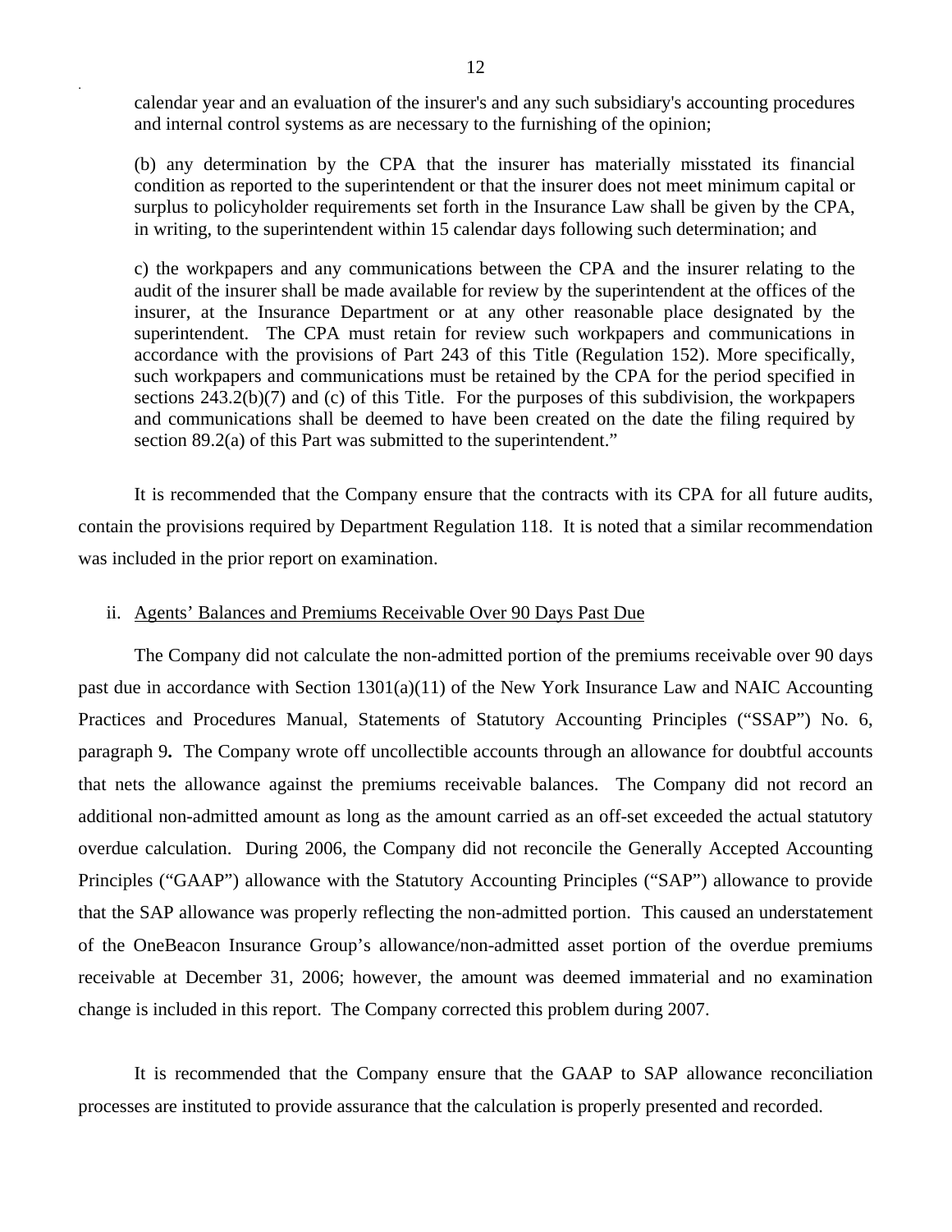calendar year and an evaluation of the insurer's and any such subsidiary's accounting procedures and internal control systems as are necessary to the furnishing of the opinion;

(b) any determination by the CPA that the insurer has materially misstated its financial condition as reported to the superintendent or that the insurer does not meet minimum capital or surplus to policyholder requirements set forth in the Insurance Law shall be given by the CPA, in writing, to the superintendent within 15 calendar days following such determination; and

c) the workpapers and any communications between the CPA and the insurer relating to the audit of the insurer shall be made available for review by the superintendent at the offices of the insurer, at the Insurance Department or at any other reasonable place designated by the superintendent. The CPA must retain for review such workpapers and communications in accordance with the provisions of Part 243 of this Title (Regulation 152). More specifically, such workpapers and communications must be retained by the CPA for the period specified in sections 243.2(b)(7) and (c) of this Title. For the purposes of this subdivision, the workpapers and communications shall be deemed to have been created on the date the filing required by section 89.2(a) of this Part was submitted to the superintendent."

It is recommended that the Company ensure that the contracts with its CPA for all future audits, contain the provisions required by Department Regulation 118. It is noted that a similar recommendation was included in the prior report on examination.

ii. Agents' Balances and Premiums Receivable Over 90 Days Past Due

The Company did not calculate the non-admitted portion of the premiums receivable over 90 days past due in accordance with Section 1301(a)(11) of the New York Insurance Law and NAIC Accounting Practices and Procedures Manual, Statements of Statutory Accounting Principles ("SSAP") No. 6, paragraph 9**.** The Company wrote off uncollectible accounts through an allowance for doubtful accounts that nets the allowance against the premiums receivable balances. The Company did not record an additional non-admitted amount as long as the amount carried as an off-set exceeded the actual statutory overdue calculation. During 2006, the Company did not reconcile the Generally Accepted Accounting Principles ("GAAP") allowance with the Statutory Accounting Principles ("SAP") allowance to provide that the SAP allowance was properly reflecting the non-admitted portion. This caused an understatement of the OneBeacon Insurance Group's allowance/non-admitted asset portion of the overdue premiums receivable at December 31, 2006; however, the amount was deemed immaterial and no examination change is included in this report. The Company corrected this problem during 2007.

It is recommended that the Company ensure that the GAAP to SAP allowance reconciliation processes are instituted to provide assurance that the calculation is properly presented and recorded.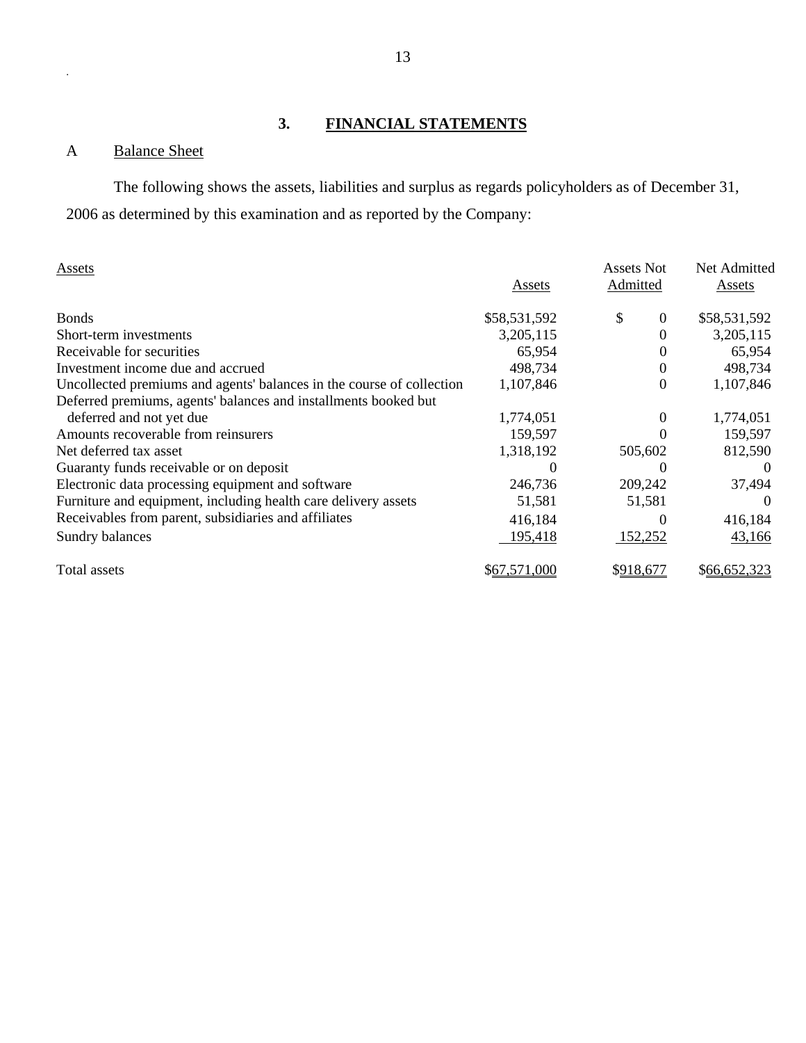## 3. FINANCIAL STATEMENTS

### A Balance Sheet

The following shows the assets, liabilities and surplus as regards policyholders as of December 31, 2006 as determined by this examination and as reported by the Company:

| Assets | Assets | Assets Not Admitted | Net Admitted Assets |
|---|---|---|---|
| Bonds | $58,531,592 | $ 0 | $58,531,592 |
| Short-term investments | 3,205,115 | 0 | 3,205,115 |
| Receivable for securities | 65,954 | 0 | 65,954 |
| Investment income due and accrued | 498,734 | 0 | 498,734 |
| Uncollected premiums and agents' balances in the course of collection | 1,107,846 | 0 | 1,107,846 |
| Deferred premiums, agents' balances and installments booked but deferred and not yet due | 1,774,051 | 0 | 1,774,051 |
| Amounts recoverable from reinsurers | 159,597 | 0 | 159,597 |
| Net deferred tax asset | 1,318,192 | 505,602 | 812,590 |
| Guaranty funds receivable or on deposit | 0 | 0 | 0 |
| Electronic data processing equipment and software | 246,736 | 209,242 | 37,494 |
| Furniture and equipment, including health care delivery assets | 51,581 | 51,581 | 0 |
| Receivables from parent, subsidiaries and affiliates | 416,184 | 0 | 416,184 |
| Sundry balances | 195,418 | 152,252 | 43,166 |
| Total assets | $67,571,000 | $918,677 | $66,652,323 |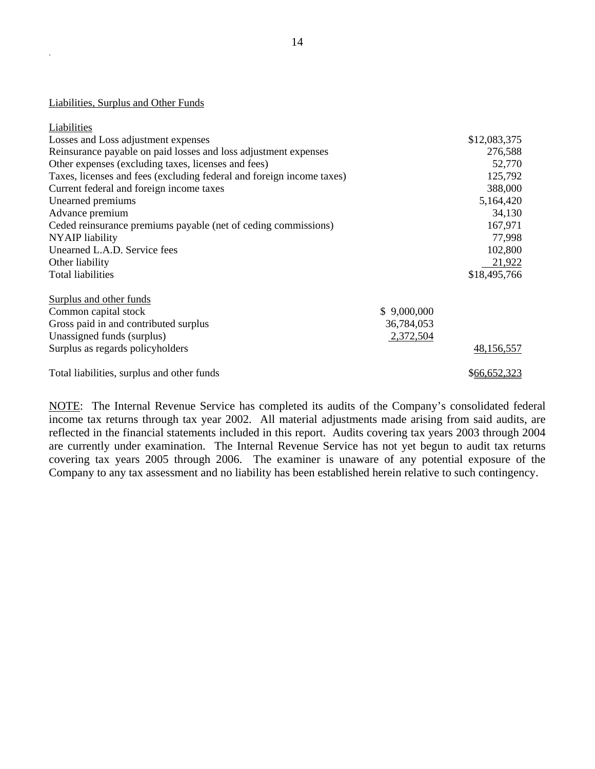## Liabilities, Surplus and Other Funds

| | | |
|---|---|---|
| Liabilities | | |
| Losses and Loss adjustment expenses | | $12,083,375 |
| Reinsurance payable on paid losses and loss adjustment expenses | | 276,588 |
| Other expenses (excluding taxes, licenses and fees) | | 52,770 |
| Taxes, licenses and fees (excluding federal and foreign income taxes) | | 125,792 |
| Current federal and foreign income taxes | | 388,000 |
| Unearned premiums | | 5,164,420 |
| Advance premium | | 34,130 |
| Ceded reinsurance premiums payable (net of ceding commissions) | | 167,971 |
| NYAIP liability | | 77,998 |
| Unearned L.A.D. Service fees | | 102,800 |
| Other liability | | 21,922 |
| Total liabilities | | $18,495,766 |
| | | |
| Surplus and other funds | | |
| Common capital stock | $ 9,000,000 | |
| Gross paid in and contributed surplus | 36,784,053 | |
| Unassigned funds (surplus) | 2,372,504 | |
| Surplus as regards policyholders | | 48,156,557 |
| | | |
| Total liabilities, surplus and other funds | | $66,652,323 |

NOTE: The Internal Revenue Service has completed its audits of the Company's consolidated federal income tax returns through tax year 2002. All material adjustments made arising from said audits, are reflected in the financial statements included in this report. Audits covering tax years 2003 through 2004 are currently under examination. The Internal Revenue Service has not yet begun to audit tax returns covering tax years 2005 through 2006. The examiner is unaware of any potential exposure of the Company to any tax assessment and no liability has been established herein relative to such contingency.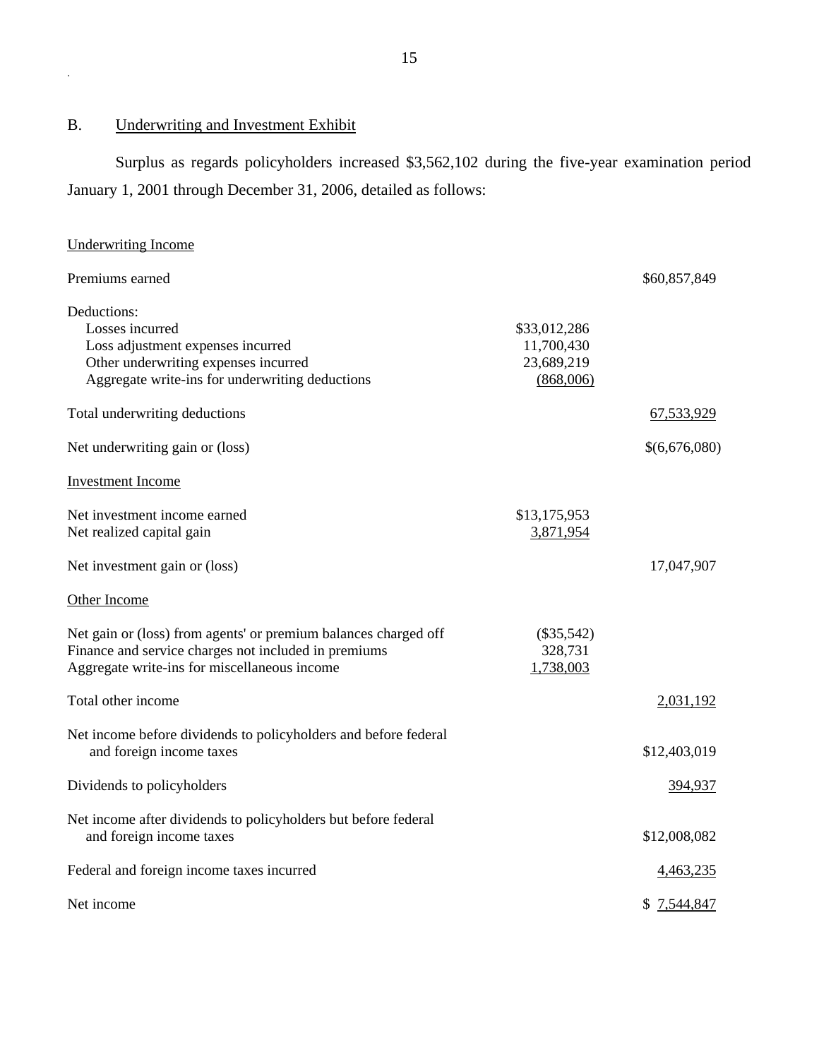## B. Underwriting and Investment Exhibit

Surplus as regards policyholders increased $3,562,102 during the five-year examination period January 1, 2001 through December 31, 2006, detailed as follows:

| | | |
|---|---|---|
| Underwriting Income | | |
| Premiums earned | | $60,857,849 |
| Deductions: | | |
| Losses incurred | $33,012,286 | |
| Loss adjustment expenses incurred | 11,700,430 | |
| Other underwriting expenses incurred | 23,689,219 | |
| Aggregate write-ins for underwriting deductions | (868,006) | |
| Total underwriting deductions | | 67,533,929 |
| Net underwriting gain or (loss) | | $(6,676,080) |
| Investment Income | | |
| Net investment income earned | $13,175,953 | |
| Net realized capital gain | 3,871,954 | |
| Net investment gain or (loss) | | 17,047,907 |
| Other Income | | |
| Net gain or (loss) from agents' or premium balances charged off | ($35,542) | |
| Finance and service charges not included in premiums | 328,731 | |
| Aggregate write-ins for miscellaneous income | 1,738,003 | |
| Total other income | | 2,031,192 |
| Net income before dividends to policyholders and before federal and foreign income taxes | | $12,403,019 |
| Dividends to policyholders | | 394,937 |
| Net income after dividends to policyholders but before federal and foreign income taxes | | $12,008,082 |
| Federal and foreign income taxes incurred | | 4,463,235 |
| Net income | | $ 7,544,847 |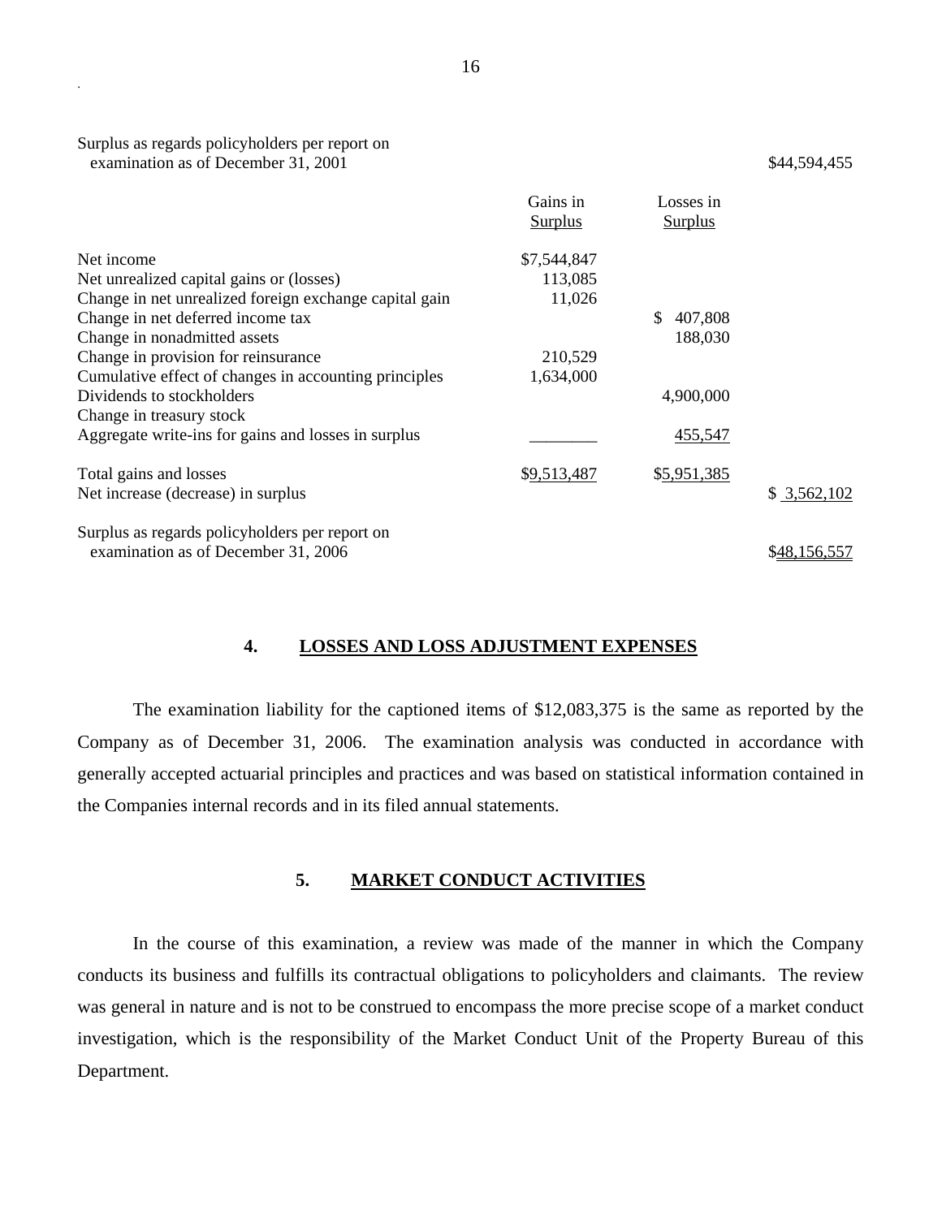| | Gains in Surplus | Losses in Surplus | |
|---|---|---|---|
| Surplus as regards policyholders per report on examination as of December 31, 2001 | | | $44,594,455 |
| Net income | $7,544,847 | | |
| Net unrealized capital gains or (losses) | 113,085 | | |
| Change in net unrealized foreign exchange capital gain | 11,026 | | |
| Change in net deferred income tax | | $ 407,808 | |
| Change in nonadmitted assets | | 188,030 | |
| Change in provision for reinsurance | 210,529 | | |
| Cumulative effect of changes in accounting principles | 1,634,000 | | |
| Dividends to stockholders | | 4,900,000 | |
| Change in treasury stock | | | |
| Aggregate write-ins for gains and losses in surplus | ________ | 455,547 | |
| Total gains and losses | $9,513,487 | $5,951,385 | |
| Net increase (decrease) in surplus | | | $ 3,562,102 |
| Surplus as regards policyholders per report on examination as of December 31, 2006 | | | $48,156,557 |

## 4. LOSSES AND LOSS ADJUSTMENT EXPENSES

The examination liability for the captioned items of $12,083,375 is the same as reported by the Company as of December 31, 2006. The examination analysis was conducted in accordance with generally accepted actuarial principles and practices and was based on statistical information contained in the Companies internal records and in its filed annual statements.

## 5. MARKET CONDUCT ACTIVITIES

In the course of this examination, a review was made of the manner in which the Company conducts its business and fulfills its contractual obligations to policyholders and claimants. The review was general in nature and is not to be construed to encompass the more precise scope of a market conduct investigation, which is the responsibility of the Market Conduct Unit of the Property Bureau of this Department.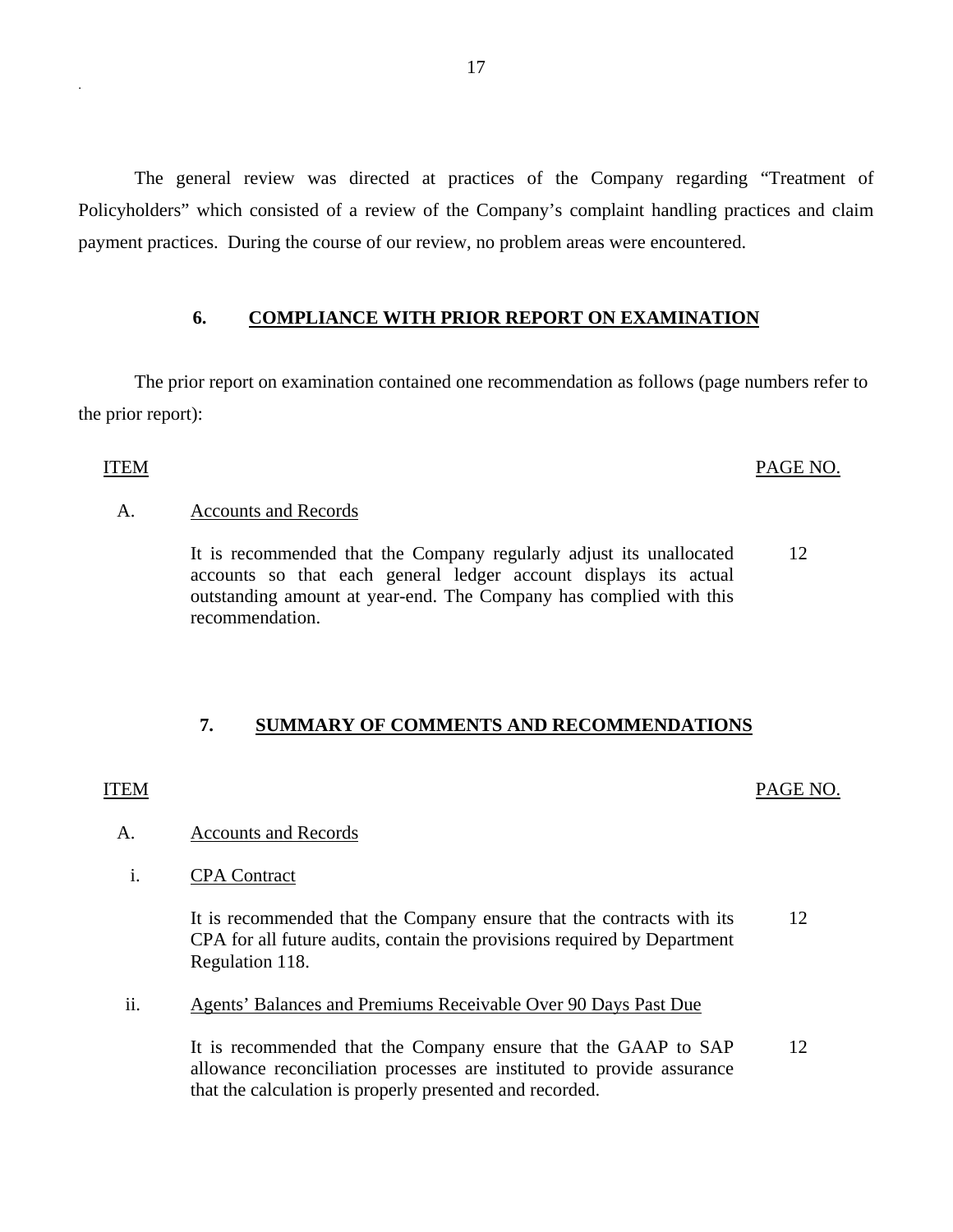The general review was directed at practices of the Company regarding "Treatment of Policyholders" which consisted of a review of the Company's complaint handling practices and claim payment practices. During the course of our review, no problem areas were encountered.

## 6. COMPLIANCE WITH PRIOR REPORT ON EXAMINATION

The prior report on examination contained one recommendation as follows (page numbers refer to the prior report):

| ITEM | | PAGE NO. |
|---|---|---|
| A. | Accounts and Records | |
| | It is recommended that the Company regularly adjust its unallocated accounts so that each general ledger account displays its actual outstanding amount at year-end. The Company has complied with this recommendation. | 12 |

## 7. SUMMARY OF COMMENTS AND RECOMMENDATIONS

| ITEM | | PAGE NO. |
|---|---|---|
| A. | Accounts and Records | |
| i. | CPA Contract | |
| | It is recommended that the Company ensure that the contracts with its CPA for all future audits, contain the provisions required by Department Regulation 118. | 12 |
| ii. | Agents' Balances and Premiums Receivable Over 90 Days Past Due | |
| | It is recommended that the Company ensure that the GAAP to SAP allowance reconciliation processes are instituted to provide assurance that the calculation is properly presented and recorded. | 12 |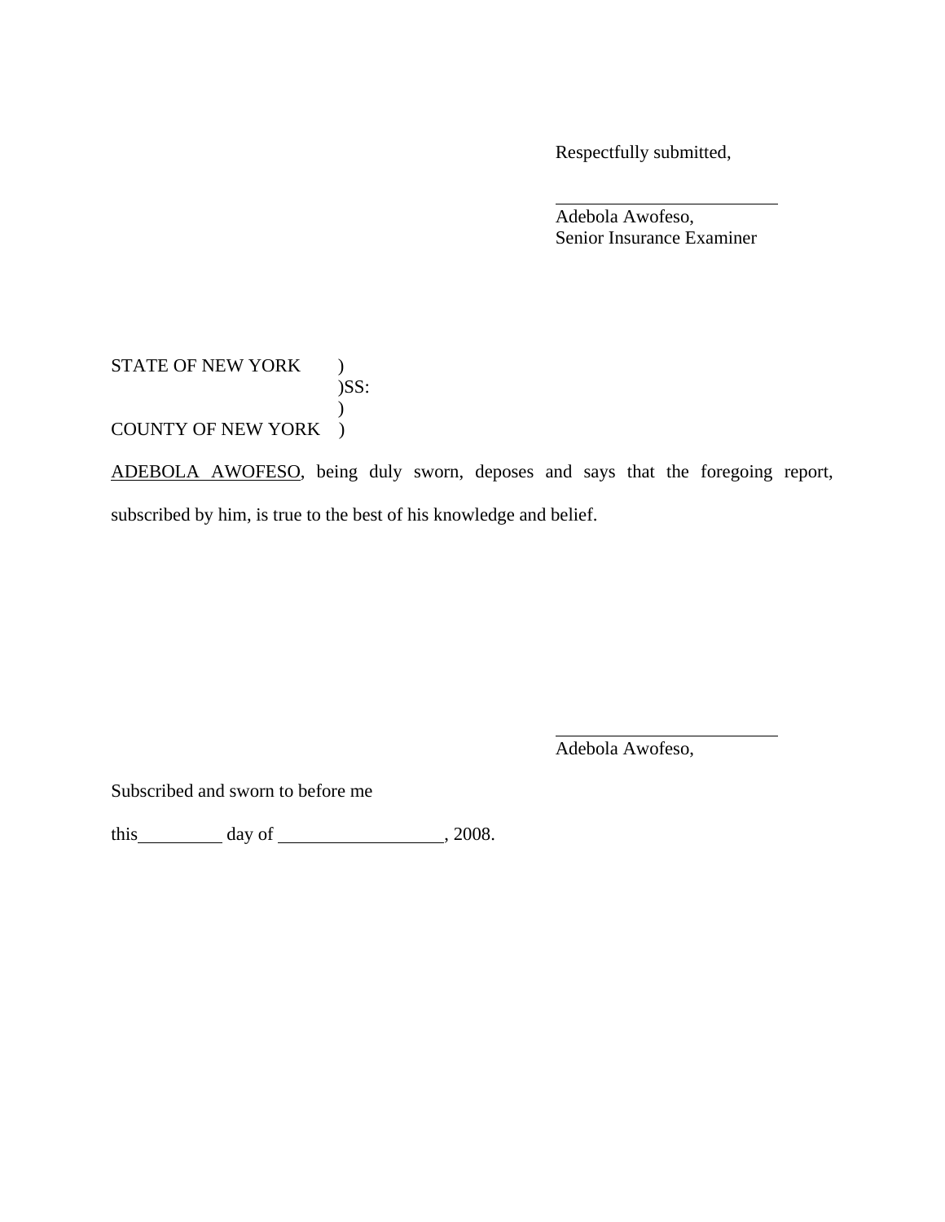Respectfully submitted,

\_\_\_\_\_\_\_\_\_\_\_\_\_\_\_\_\_\_\_\_\_\_\_\_

Adebola Awofeso,
Senior Insurance Examiner

STATE OF NEW YORK )
)SS:
)
COUNTY OF NEW YORK )

ADEBOLA AWOFESO, being duly sworn, deposes and says that the foregoing report, subscribed by him, is true to the best of his knowledge and belief.

\_\_\_\_\_\_\_\_\_\_\_\_\_\_\_\_\_\_\_\_\_\_\_\_

Adebola Awofeso,

Subscribed and sworn to before me

this\_\_\_\_\_\_\_\_\_ day of \_\_\_\_\_\_\_\_\_\_\_\_\_\_\_\_\_, 2008.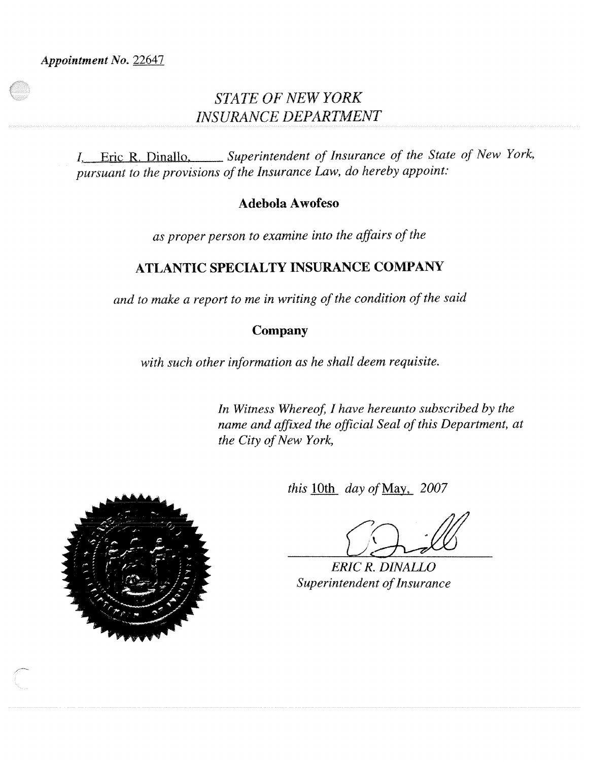*Appointment No.* 22647

## *STATE OF NEW YORK*
## *INSURANCE DEPARTMENT*

*I,* Eric R. Dinallo, *Superintendent of Insurance of the State of New York, pursuant to the provisions of the Insurance Law, do hereby appoint:*

**Adebola Awofeso**

*as proper person to examine into the affairs of the*

**ATLANTIC SPECIALTY INSURANCE COMPANY**

*and to make a report to me in writing of the condition of the said*

**Company**

*with such other information as he shall deem requisite.*

*In Witness Whereof, I have hereunto subscribed by the name and affixed the official Seal of this Department, at the City of New York,*

*this* 10th *day of* May, *2007*

*ERIC R. DINALLO*
*Superintendent of Insurance*